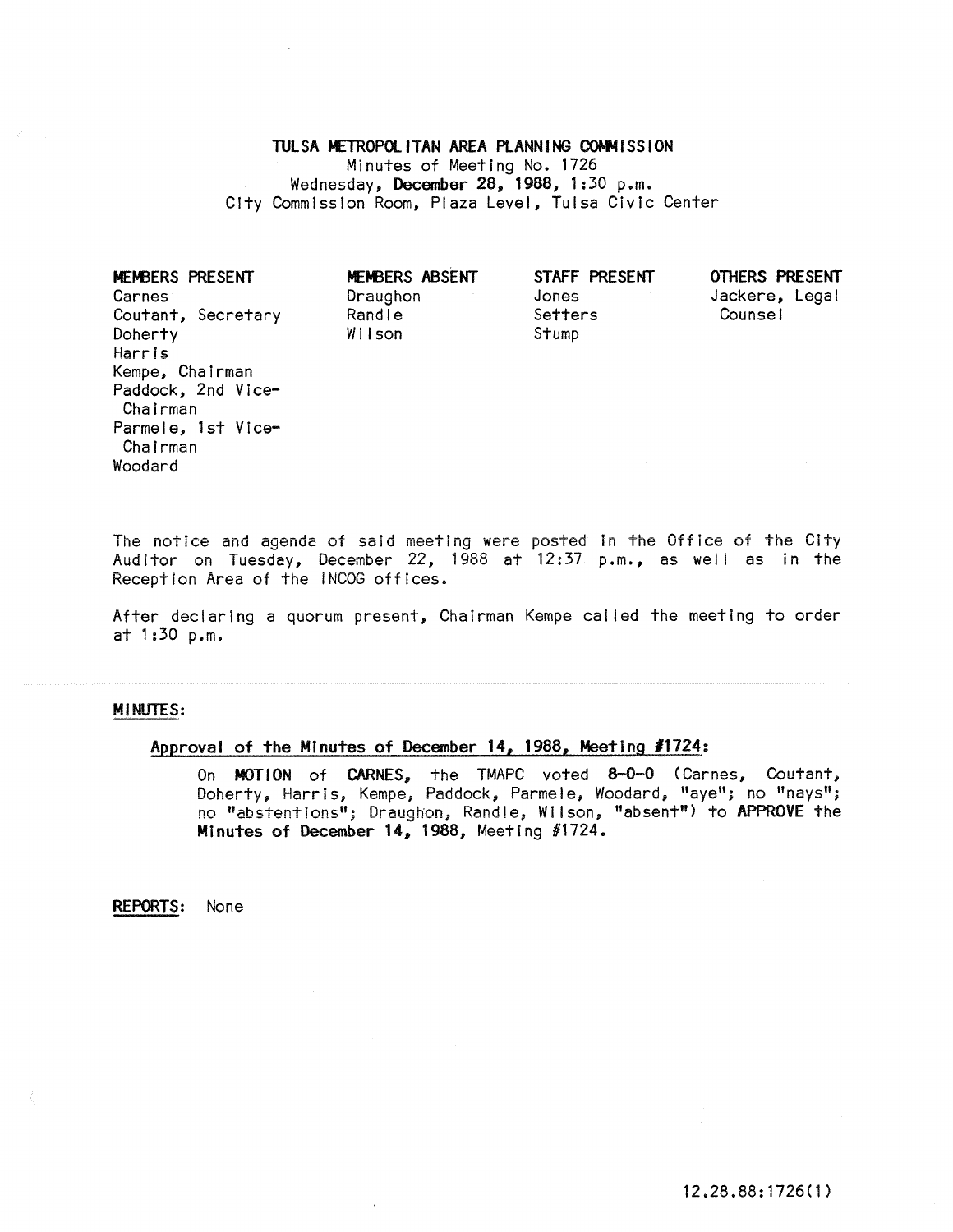# TULSA METROPOLITAN AREA PLANNING COMMISSION

Minutes of Meeting No. 1726
Wednesday, **December 28, 1988**, 1:30 p.m.
City Commission Room, Plaza Level, Tulsa Civic Center

| MEMBERS PRESENT | MEMBERS ABSENT | STAFF PRESENT | OTHERS PRESENT |
|---|---|---|---|
| Carnes | Draughon | Jones | Jackere, Legal Counsel |
| Coutant, Secretary | Randle | Setters | |
| Doherty | Wilson | Stump | |
| Harris | | | |
| Kempe, Chairman | | | |
| Paddock, 2nd Vice-Chairman | | | |
| Parmele, 1st Vice-Chairman | | | |
| Woodard | | | |

The notice and agenda of said meeting were posted in the Office of the City Auditor on Tuesday, December 22, 1988 at 12:37 p.m., as well as in the Reception Area of the INCOG offices.

After declaring a quorum present, Chairman Kempe called the meeting to order at 1:30 p.m.

**MINUTES:**

**Approval of the Minutes of December 14, 1988, Meeting #1724:**

On **MOTION** of **CARNES**, the TMAPC voted **8-0-0** (Carnes, Coutant, Doherty, Harris, Kempe, Paddock, Parmele, Woodard, "aye"; no "nays"; no "abstentions"; Draughon, Randle, Wilson, "absent") to **APPROVE** the **Minutes of December 14, 1988**, Meeting #1724.

**REPORTS:** None

12.28.88:1726(1)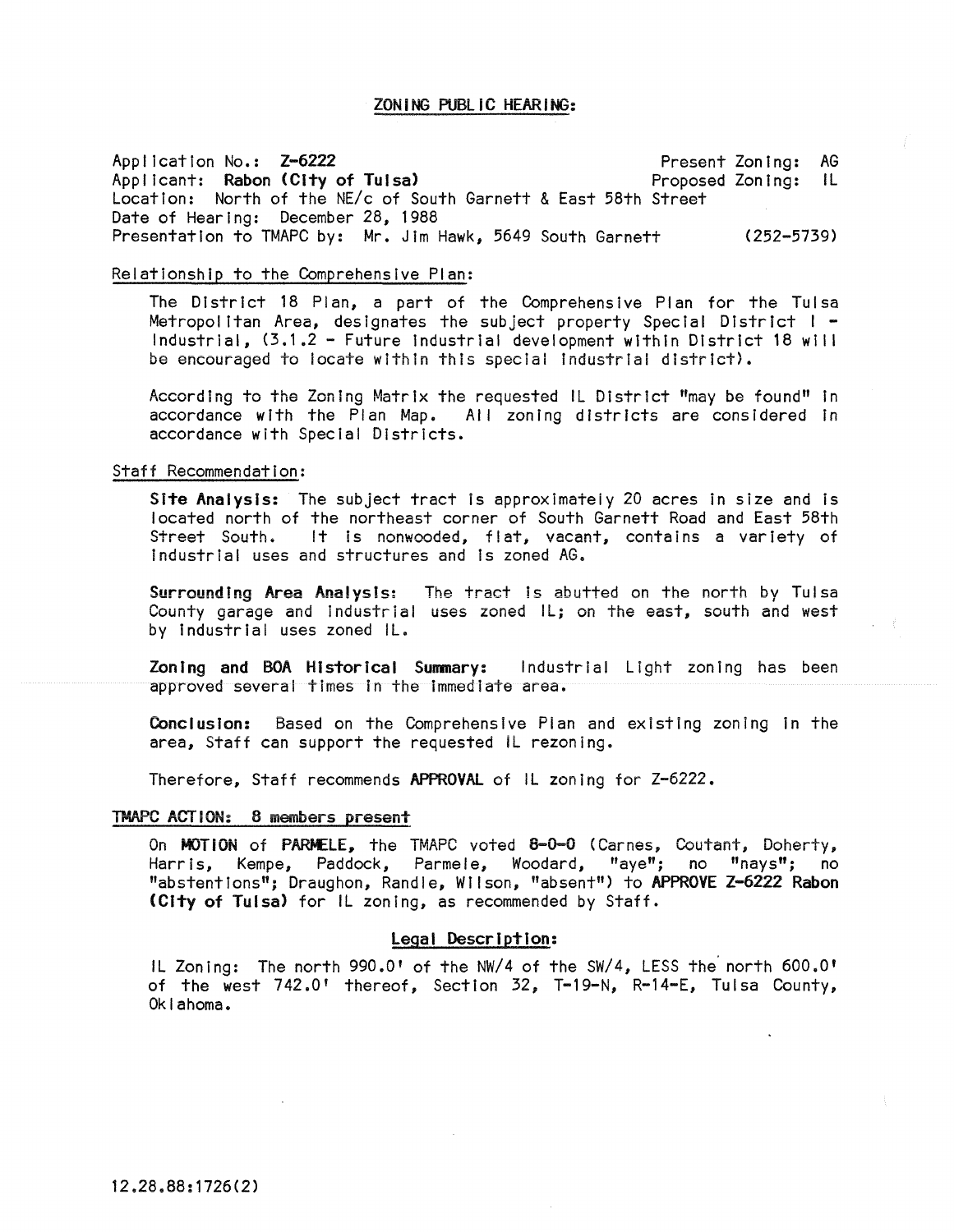## ZONING PUBLIC HEARING:

Application No.: **Z-6222** Present Zoning: AG
Applicant: **Rabon (City of Tulsa)** Proposed Zoning: IL
Location: North of the NE/c of South Garnett & East 58th Street
Date of Hearing: December 28, 1988
Presentation to TMAPC by: Mr. Jim Hawk, 5649 South Garnett (252-5739)

Relationship to the Comprehensive Plan:

The District 18 Plan, a part of the Comprehensive Plan for the Tulsa Metropolitan Area, designates the subject property Special District I - Industrial, (3.1.2 - Future Industrial development within District 18 will be encouraged to locate within this special industrial district).

According to the Zoning Matrix the requested IL District "may be found" in accordance with the Plan Map. All zoning districts are considered in accordance with Special Districts.

Staff Recommendation:

**Site Analysis:** The subject tract is approximately 20 acres in size and is located north of the northeast corner of South Garnett Road and East 58th Street South. It is nonwooded, flat, vacant, contains a variety of industrial uses and structures and is zoned AG.

**Surrounding Area Analysis:** The tract is abutted on the north by Tulsa County garage and industrial uses zoned IL; on the east, south and west by industrial uses zoned IL.

**Zoning and BOA Historical Summary:** Industrial Light zoning has been approved several times in the immediate area.

**Conclusion:** Based on the Comprehensive Plan and existing zoning in the area, Staff can support the requested IL rezoning.

Therefore, Staff recommends **APPROVAL** of IL zoning for Z-6222.

**TMAPC ACTION: 8 members present**

On **MOTION** of **PARMELE,** the TMAPC voted **8-0-0** (Carnes, Coutant, Doherty, Harris, Kempe, Paddock, Parmele, Woodard, "aye"; no "nays"; no "abstentions"; Draughon, Randle, Wilson, "absent") to **APPROVE Z-6222 Rabon (City of Tulsa)** for IL zoning, as recommended by Staff.

**Legal Description:**

IL Zoning: The north 990.0' of the NW/4 of the SW/4, LESS the north 600.0' of the west 742.0' thereof, Section 32, T-19-N, R-14-E, Tulsa County, Oklahoma.

12.28.88:1726(2)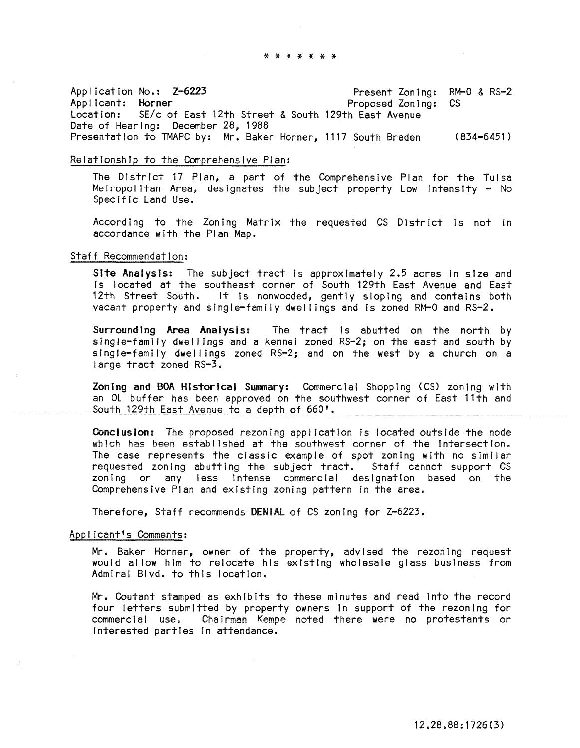\* \* \* \* \* \* \*

Application No.: **Z-6223** Present Zoning: RM-0 & RS-2
Applicant: **Horner** Proposed Zoning: CS
Location: SE/c of East 12th Street & South 129th East Avenue
Date of Hearing: December 28, 1988
Presentation to TMAPC by: Mr. Baker Horner, 1117 South Braden (834-6451)

Relationship to the Comprehensive Plan:

The District 17 Plan, a part of the Comprehensive Plan for the Tulsa Metropolitan Area, designates the subject property Low Intensity - No Specific Land Use.

According to the Zoning Matrix the requested CS District is not in accordance with the Plan Map.

Staff Recommendation:

**Site Analysis:** The subject tract is approximately 2.5 acres in size and is located at the southeast corner of South 129th East Avenue and East 12th Street South. It is nonwooded, gently sloping and contains both vacant property and single-family dwellings and is zoned RM-0 and RS-2.

**Surrounding Area Analysis:** The tract is abutted on the north by single-family dwellings and a kennel zoned RS-2; on the east and south by single-family dwellings zoned RS-2; and on the west by a church on a large tract zoned RS-3.

**Zoning and BOA Historical Summary:** Commercial Shopping (CS) zoning with an OL buffer has been approved on the southwest corner of East 11th and South 129th East Avenue to a depth of 660'.

**Conclusion:** The proposed rezoning application is located outside the node which has been established at the southwest corner of the intersection. The case represents the classic example of spot zoning with no similar requested zoning abutting the subject tract. Staff cannot support CS zoning or any less intense commercial designation based on the Comprehensive Plan and existing zoning pattern in the area.

Therefore, Staff recommends **DENIAL** of CS zoning for Z-6223.

Applicant's Comments:

Mr. Baker Horner, owner of the property, advised the rezoning request would allow him to relocate his existing wholesale glass business from Admiral Blvd. to this location.

Mr. Coutant stamped as exhibits to these minutes and read into the record four letters submitted by property owners in support of the rezoning for commercial use. Chairman Kempe noted there were no protestants or interested parties in attendance.

12.28.88:1726(3)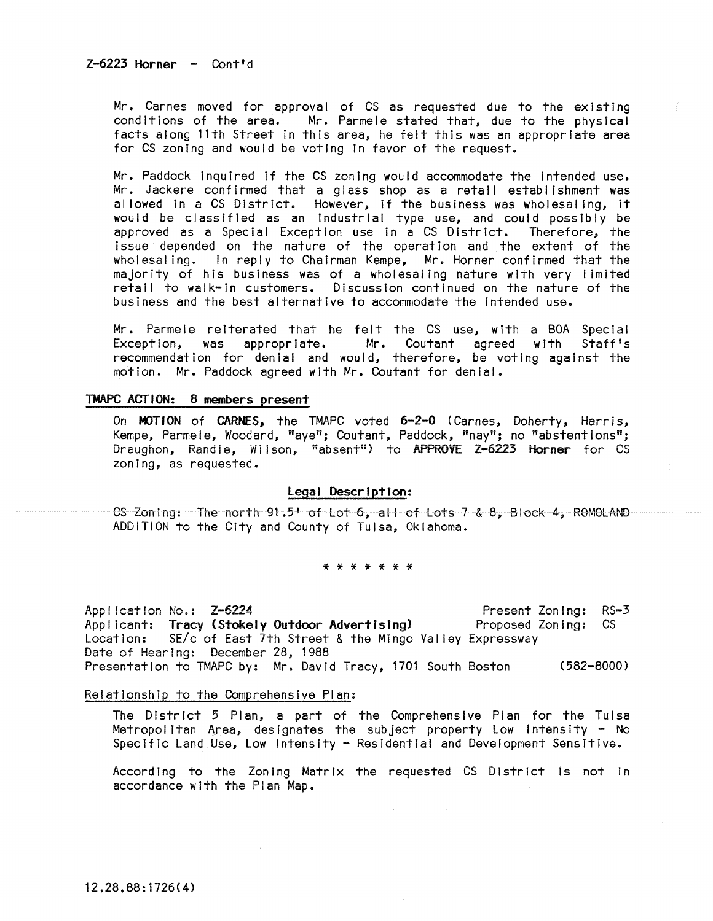Z-6223 Horner - Cont'd

Mr. Carnes moved for approval of CS as requested due to the existing conditions of the area. Mr. Parmele stated that, due to the physical facts along 11th Street in this area, he felt this was an appropriate area for CS zoning and would be voting in favor of the request.

Mr. Paddock inquired if the CS zoning would accommodate the intended use. Mr. Jackere confirmed that a glass shop as a retail establishment was allowed in a CS District. However, if the business was wholesaling, it would be classified as an industrial type use, and could possibly be approved as a Special Exception use in a CS District. Therefore, the issue depended on the nature of the operation and the extent of the wholesaling. In reply to Chairman Kempe, Mr. Horner confirmed that the majority of his business was of a wholesaling nature with very limited retail to walk-in customers. Discussion continued on the nature of the business and the best alternative to accommodate the intended use.

Mr. Parmele reiterated that he felt the CS use, with a BOA Special Exception, was appropriate. Mr. Coutant agreed with Staff's recommendation for denial and would, therefore, be voting against the motion. Mr. Paddock agreed with Mr. Coutant for denial.

**TMAPC ACTION: 8 members present**

On **MOTION** of **CARNES**, the TMAPC voted **6-2-0** (Carnes, Doherty, Harris, Kempe, Parmele, Woodard, "aye"; Coutant, Paddock, "nay"; no "abstentions"; Draughon, Randle, Wilson, "absent") to **APPROVE Z-6223 Horner** for CS zoning, as requested.

**Legal Description:**

CS Zoning: The north 91.5' of Lot 6, all of Lots 7 & 8, Block 4, ROMOLAND ADDITION to the City and County of Tulsa, Oklahoma.

\* \* \* \* \* \* \*

Application No.: **Z-6224** Present Zoning: RS-3
Applicant: **Tracy (Stokely Outdoor Advertising)** Proposed Zoning: CS
Location: SE/c of East 7th Street & the Mingo Valley Expressway
Date of Hearing: December 28, 1988
Presentation to TMAPC by: Mr. David Tracy, 1701 South Boston (582-8000)

Relationship to the Comprehensive Plan:

The District 5 Plan, a part of the Comprehensive Plan for the Tulsa Metropolitan Area, designates the subject property Low Intensity - No Specific Land Use, Low Intensity - Residential and Development Sensitive.

According to the Zoning Matrix the requested CS District is not in accordance with the Plan Map.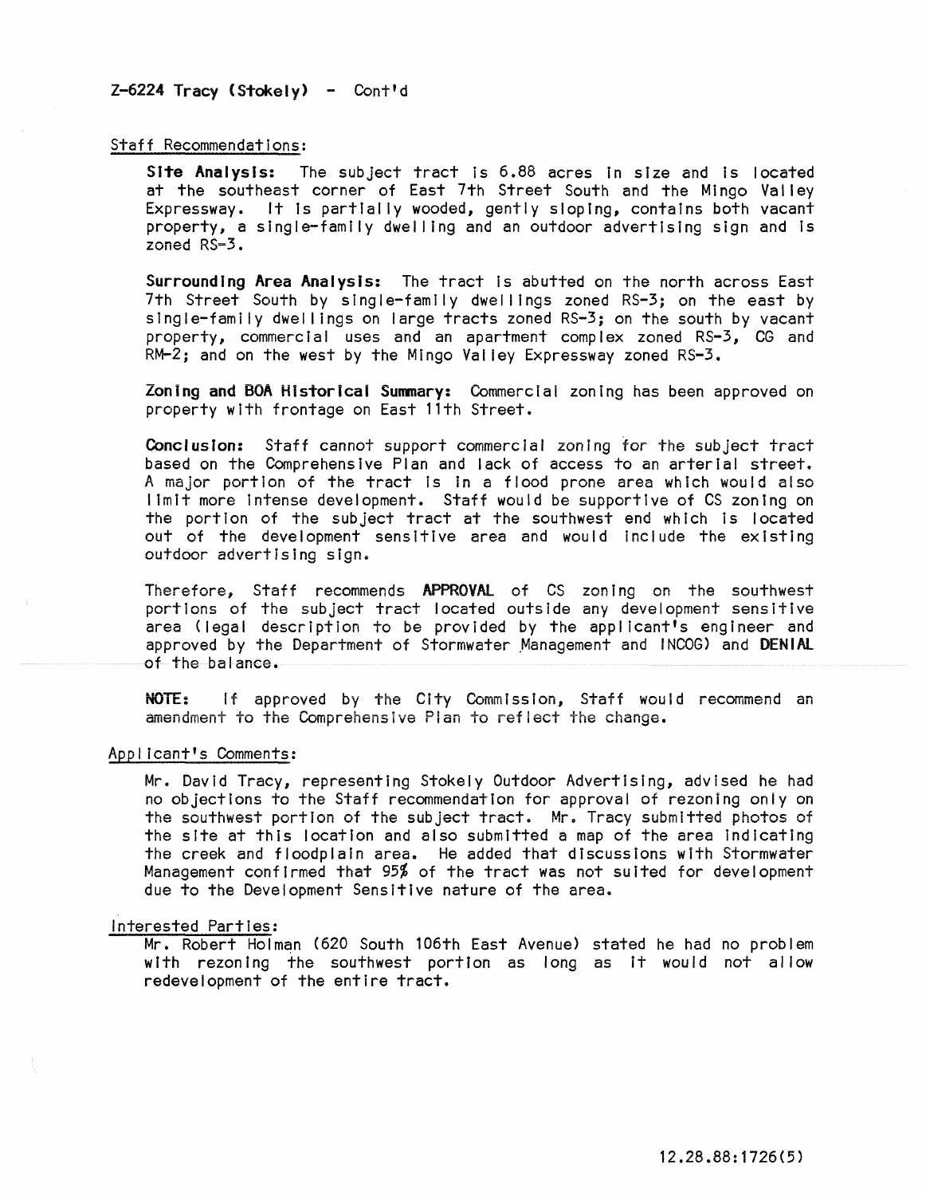**Z-6224 Tracy (Stokely) - Cont'd**

Staff Recommendations:

**Site Analysis:** The subject tract is 6.88 acres in size and is located at the southeast corner of East 7th Street South and the Mingo Valley Expressway. It is partially wooded, gently sloping, contains both vacant property, a single-family dwelling and an outdoor advertising sign and is zoned RS-3.

**Surrounding Area Analysis:** The tract is abutted on the north across East 7th Street South by single-family dwellings zoned RS-3; on the east by single-family dwellings on large tracts zoned RS-3; on the south by vacant property, commercial uses and an apartment complex zoned RS-3, CG and RM-2; and on the west by the Mingo Valley Expressway zoned RS-3.

**Zoning and BOA Historical Summary:** Commercial zoning has been approved on property with frontage on East 11th Street.

**Conclusion:** Staff cannot support commercial zoning for the subject tract based on the Comprehensive Plan and lack of access to an arterial street. A major portion of the tract is in a flood prone area which would also limit more intense development. Staff would be supportive of CS zoning on the portion of the subject tract at the southwest end which is located out of the development sensitive area and would include the existing outdoor advertising sign.

Therefore, Staff recommends **APPROVAL** of CS zoning on the southwest portions of the subject tract located outside any development sensitive area (legal description to be provided by the applicant's engineer and approved by the Department of Stormwater Management and INCOG) and **DENIAL** of the balance.

**NOTE:** If approved by the City Commission, Staff would recommend an amendment to the Comprehensive Plan to reflect the change.

Applicant's Comments:

Mr. David Tracy, representing Stokely Outdoor Advertising, advised he had no objections to the Staff recommendation for approval of rezoning only on the southwest portion of the subject tract. Mr. Tracy submitted photos of the site at this location and also submitted a map of the area indicating the creek and floodplain area. He added that discussions with Stormwater Management confirmed that 95% of the tract was not suited for development due to the Development Sensitive nature of the area.

Interested Parties:

Mr. Robert Holman (620 South 106th East Avenue) stated he had no problem with rezoning the southwest portion as long as it would not allow redevelopment of the entire tract.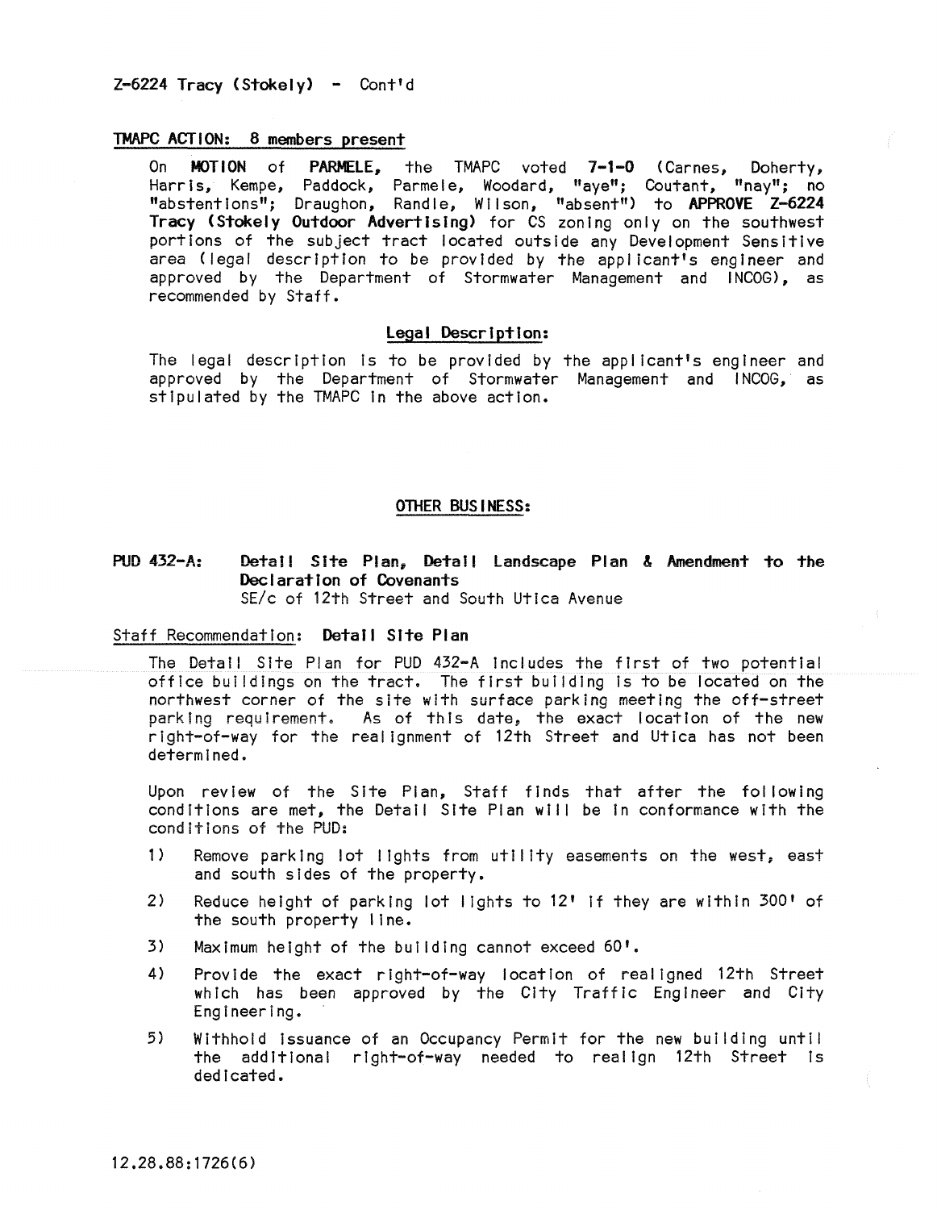Z-6224 Tracy (Stokely) - Cont'd

TMAPC ACTION: 8 members present

On **MOTION** of **PARMELE,** the TMAPC voted **7-1-0** (Carnes, Doherty, Harris, Kempe, Paddock, Parmele, Woodard, "aye"; Coutant, "nay"; no "abstentions"; Draughon, Randle, Wilson, "absent") to **APPROVE Z-6224 Tracy (Stokely Outdoor Advertising)** for CS zoning only on the southwest portions of the subject tract located outside any Development Sensitive area (legal description to be provided by the applicant's engineer and approved by the Department of Stormwater Management and INCOG), as recommended by Staff.

**Legal Description:**

The legal description is to be provided by the applicant's engineer and approved by the Department of Stormwater Management and INCOG, as stipulated by the TMAPC in the above action.

## OTHER BUSINESS:

**PUD 432-A: Detail Site Plan, Detail Landscape Plan & Amendment to the Declaration of Covenants**
SE/c of 12th Street and South Utica Avenue

Staff Recommendation: **Detail Site Plan**

The Detail Site Plan for PUD 432-A includes the first of two potential office buildings on the tract. The first building is to be located on the northwest corner of the site with surface parking meeting the off-street parking requirement. As of this date, the exact location of the new right-of-way for the realignment of 12th Street and Utica has not been determined.

Upon review of the Site Plan, Staff finds that after the following conditions are met, the Detail Site Plan will be in conformance with the conditions of the PUD:

1) Remove parking lot lights from utility easements on the west, east and south sides of the property.
2) Reduce height of parking lot lights to 12' if they are within 300' of the south property line.
3) Maximum height of the building cannot exceed 60'.
4) Provide the exact right-of-way location of realigned 12th Street which has been approved by the City Traffic Engineer and City Engineering.
5) Withhold issuance of an Occupancy Permit for the new building until the additional right-of-way needed to realign 12th Street is dedicated.

12.28.88:1726(6)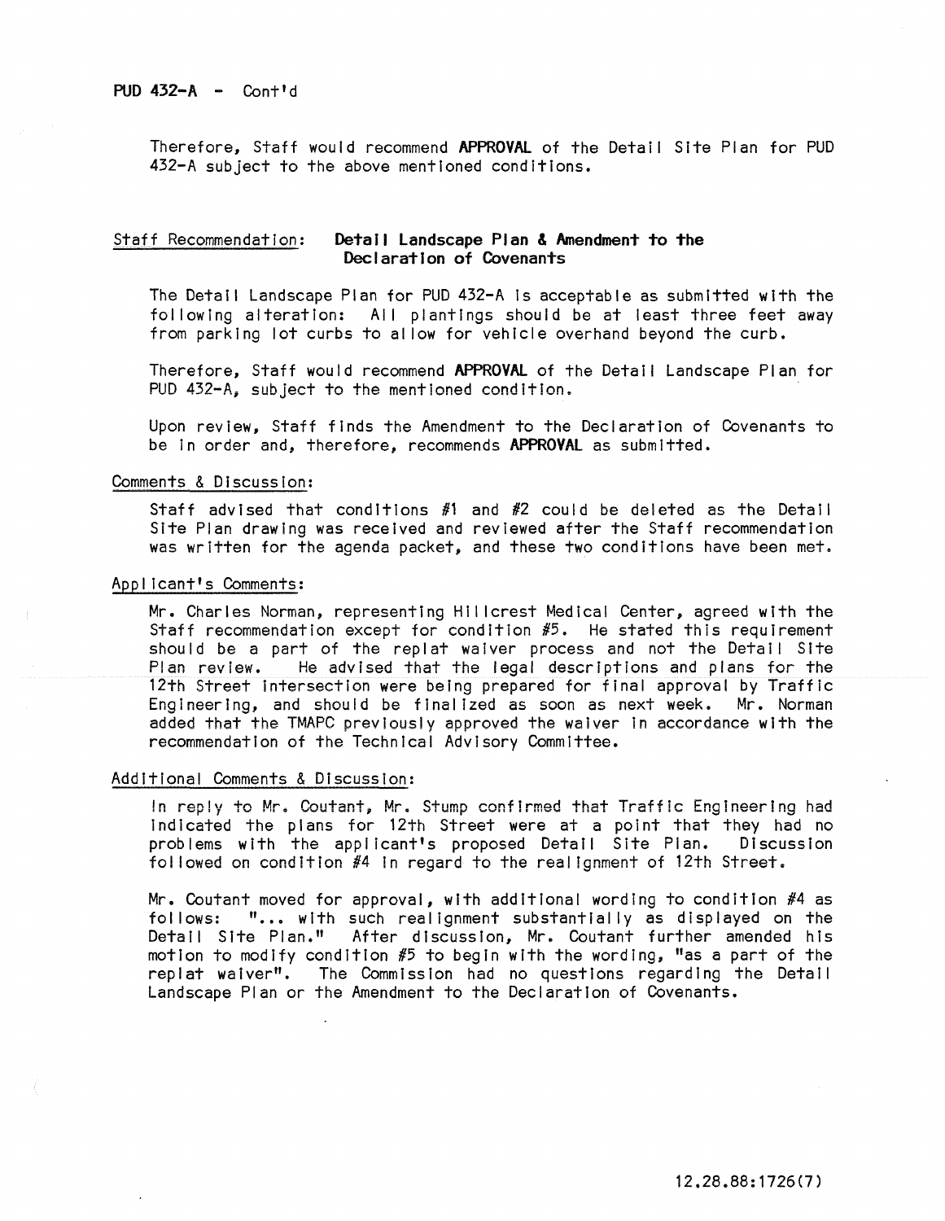**PUD 432-A** - Cont'd

Therefore, Staff would recommend **APPROVAL** of the Detail Site Plan for PUD 432-A subject to the above mentioned conditions.

Staff Recommendation: **Detail Landscape Plan & Amendment to the Declaration of Covenants**

The Detail Landscape Plan for PUD 432-A is acceptable as submitted with the following alteration: All plantings should be at least three feet away from parking lot curbs to allow for vehicle overhand beyond the curb.

Therefore, Staff would recommend **APPROVAL** of the Detail Landscape Plan for PUD 432-A, subject to the mentioned condition.

Upon review, Staff finds the Amendment to the Declaration of Covenants to be in order and, therefore, recommends **APPROVAL** as submitted.

Comments & Discussion:

Staff advised that conditions #1 and #2 could be deleted as the Detail Site Plan drawing was received and reviewed after the Staff recommendation was written for the agenda packet, and these two conditions have been met.

Applicant's Comments:

Mr. Charles Norman, representing Hillcrest Medical Center, agreed with the Staff recommendation except for condition #5. He stated this requirement should be a part of the replat waiver process and not the Detail Site Plan review. He advised that the legal descriptions and plans for the 12th Street intersection were being prepared for final approval by Traffic Engineering, and should be finalized as soon as next week. Mr. Norman added that the TMAPC previously approved the waiver in accordance with the recommendation of the Technical Advisory Committee.

Additional Comments & Discussion:

In reply to Mr. Coutant, Mr. Stump confirmed that Traffic Engineering had indicated the plans for 12th Street were at a point that they had no problems with the applicant's proposed Detail Site Plan. Discussion followed on condition #4 in regard to the realignment of 12th Street.

Mr. Coutant moved for approval, with additional wording to condition #4 as follows: "... with such realignment substantially as displayed on the Detail Site Plan." After discussion, Mr. Coutant further amended his motion to modify condition #5 to begin with the wording, "as a part of the replat waiver". The Commission had no questions regarding the Detail Landscape Plan or the Amendment to the Declaration of Covenants.

12.28.88:1726(7)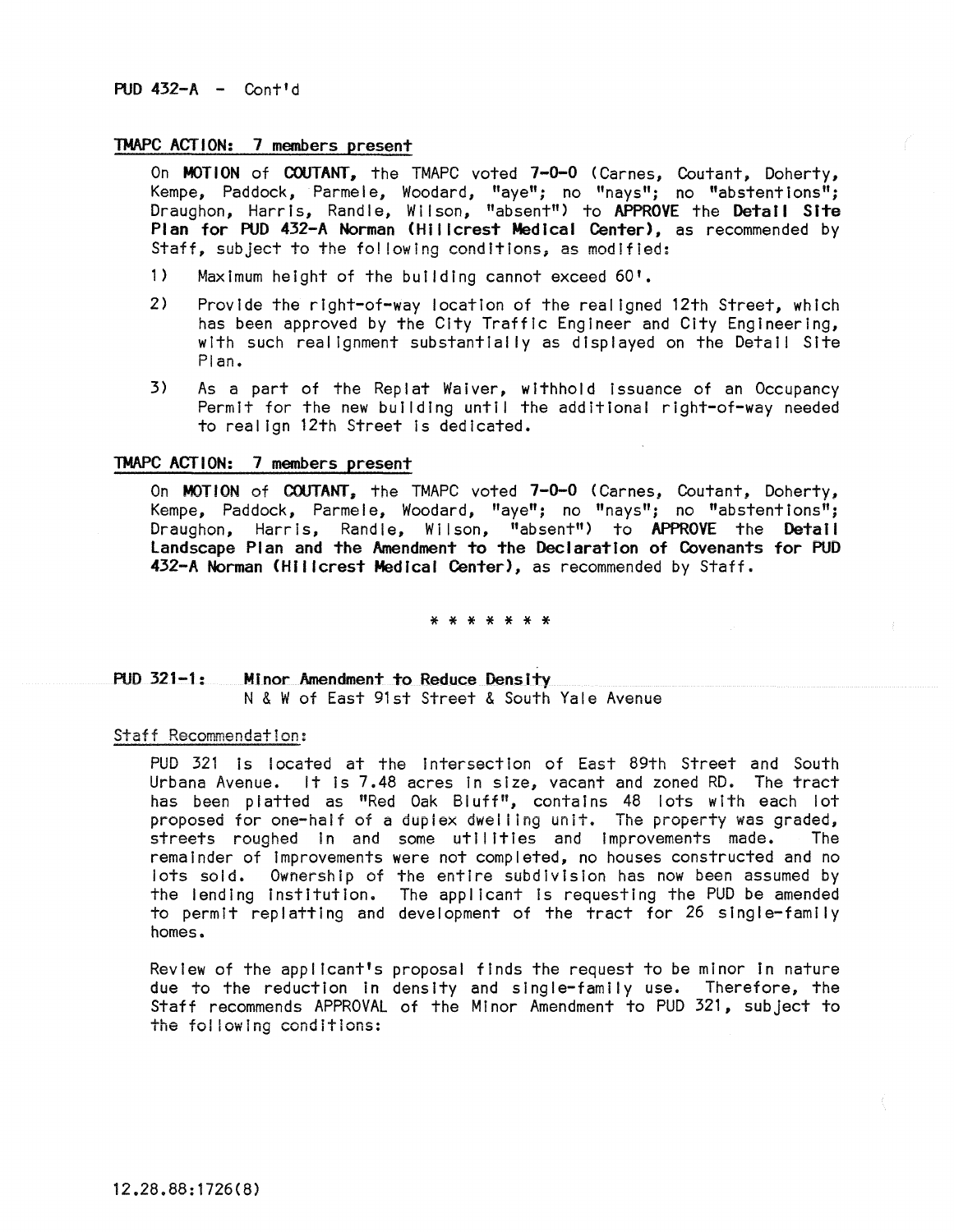PUD 432-A - Cont'd

TMAPC ACTION: 7 members present

On **MOTION** of **COUTANT**, the TMAPC voted **7-0-0** (Carnes, Coutant, Doherty, Kempe, Paddock, Parmele, Woodard, "aye"; no "nays"; no "abstentions"; Draughon, Harris, Randle, Wilson, "absent") to **APPROVE** the **Detail Site Plan for PUD 432-A Norman (Hillcrest Medical Center)**, as recommended by Staff, subject to the following conditions, as modified:

1) Maximum height of the building cannot exceed 60'.

2) Provide the right-of-way location of the realigned 12th Street, which has been approved by the City Traffic Engineer and City Engineering, with such realignment substantially as displayed on the Detail Site Plan.

3) As a part of the Replat Waiver, withhold issuance of an Occupancy Permit for the new building until the additional right-of-way needed to realign 12th Street is dedicated.

TMAPC ACTION: 7 members present

On **MOTION** of **COUTANT**, the TMAPC voted **7-0-0** (Carnes, Coutant, Doherty, Kempe, Paddock, Parmele, Woodard, "aye"; no "nays"; no "abstentions"; Draughon, Harris, Randle, Wilson, "absent") to **APPROVE** the **Detail Landscape Plan and the Amendment to the Declaration of Covenants for PUD 432-A Norman (Hillcrest Medical Center)**, as recommended by Staff.

\* \* \* \* \* \* \*

**PUD 321-1: Minor Amendment to Reduce Density**
N & W of East 91st Street & South Yale Avenue

Staff Recommendation:

PUD 321 is located at the intersection of East 89th Street and South Urbana Avenue. It is 7.48 acres in size, vacant and zoned RD. The tract has been platted as "Red Oak Bluff", contains 48 lots with each lot proposed for one-half of a duplex dwelling unit. The property was graded, streets roughed in and some utilities and improvements made. The remainder of improvements were not completed, no houses constructed and no lots sold. Ownership of the entire subdivision has now been assumed by the lending institution. The applicant is requesting the PUD be amended to permit replatting and development of the tract for 26 single-family homes.

Review of the applicant's proposal finds the request to be minor in nature due to the reduction in density and single-family use. Therefore, the Staff recommends APPROVAL of the Minor Amendment to PUD 321, subject to the following conditions:

12.28.88:1726(8)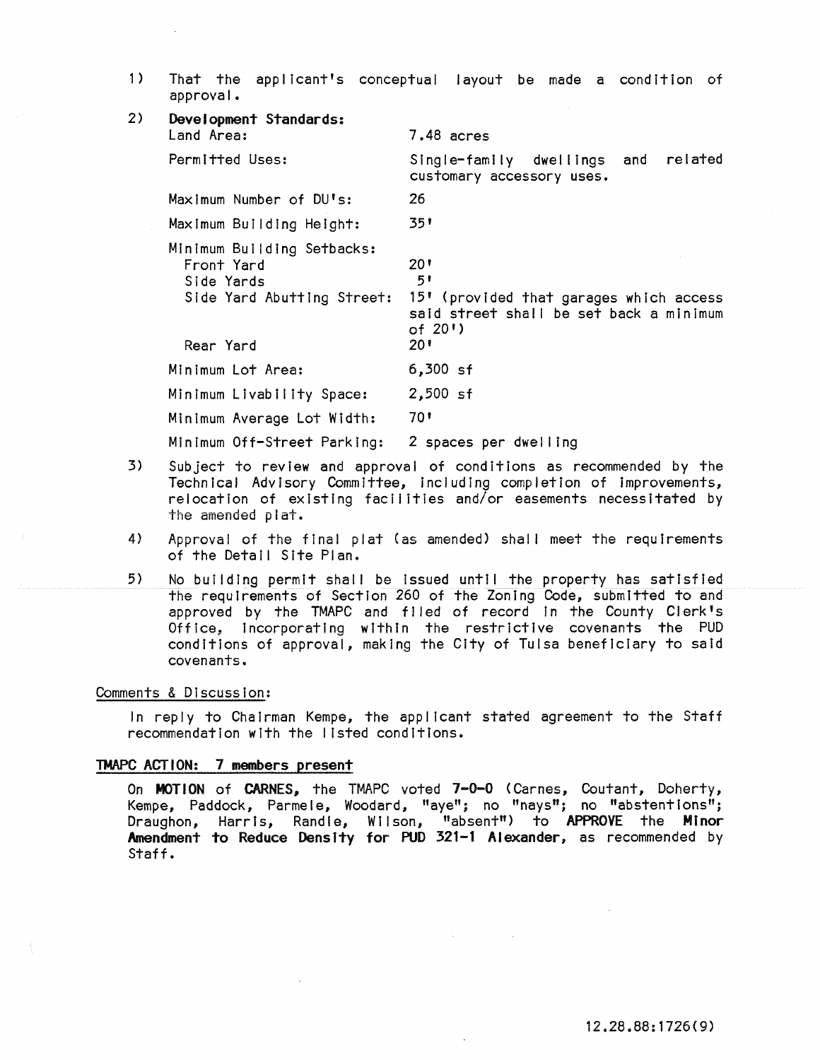1) That the applicant's conceptual layout be made a condition of approval.

2) **Development Standards:**

| | |
|---|---|
| Land Area: | 7.48 acres |
| Permitted Uses: | Single-family dwellings and related customary accessory uses. |
| Maximum Number of DU's: | 26 |
| Maximum Building Height: | 35' |
| Minimum Building Setbacks: | |
| Front Yard | 20' |
| Side Yards | 5' |
| Side Yard Abutting Street: | 15' (provided that garages which access said street shall be set back a minimum of 20') |
| Rear Yard | 20' |
| Minimum Lot Area: | 6,300 sf |
| Minimum Livability Space: | 2,500 sf |
| Minimum Average Lot Width: | 70' |
| Minimum Off-Street Parking: | 2 spaces per dwelling |

3) Subject to review and approval of conditions as recommended by the Technical Advisory Committee, including completion of improvements, relocation of existing facilities and/or easements necessitated by the amended plat.

4) Approval of the final plat (as amended) shall meet the requirements of the Detail Site Plan.

5) No building permit shall be issued until the property has satisfied the requirements of Section 260 of the Zoning Code, submitted to and approved by the TMAPC and filed of record in the County Clerk's Office, incorporating within the restrictive covenants the PUD conditions of approval, making the City of Tulsa beneficiary to said covenants.

Comments & Discussion:

In reply to Chairman Kempe, the applicant stated agreement to the Staff recommendation with the listed conditions.

**TMAPC ACTION: 7 members present**

On **MOTION** of **CARNES,** the TMAPC voted **7-0-0** (Carnes, Coutant, Doherty, Kempe, Paddock, Parmele, Woodard, "aye"; no "nays"; no "abstentions"; Draughon, Harris, Randle, Wilson, "absent") to **APPROVE** the **Minor Amendment to Reduce Density for PUD 321-1 Alexander,** as recommended by Staff.

12.28.88:1726(9)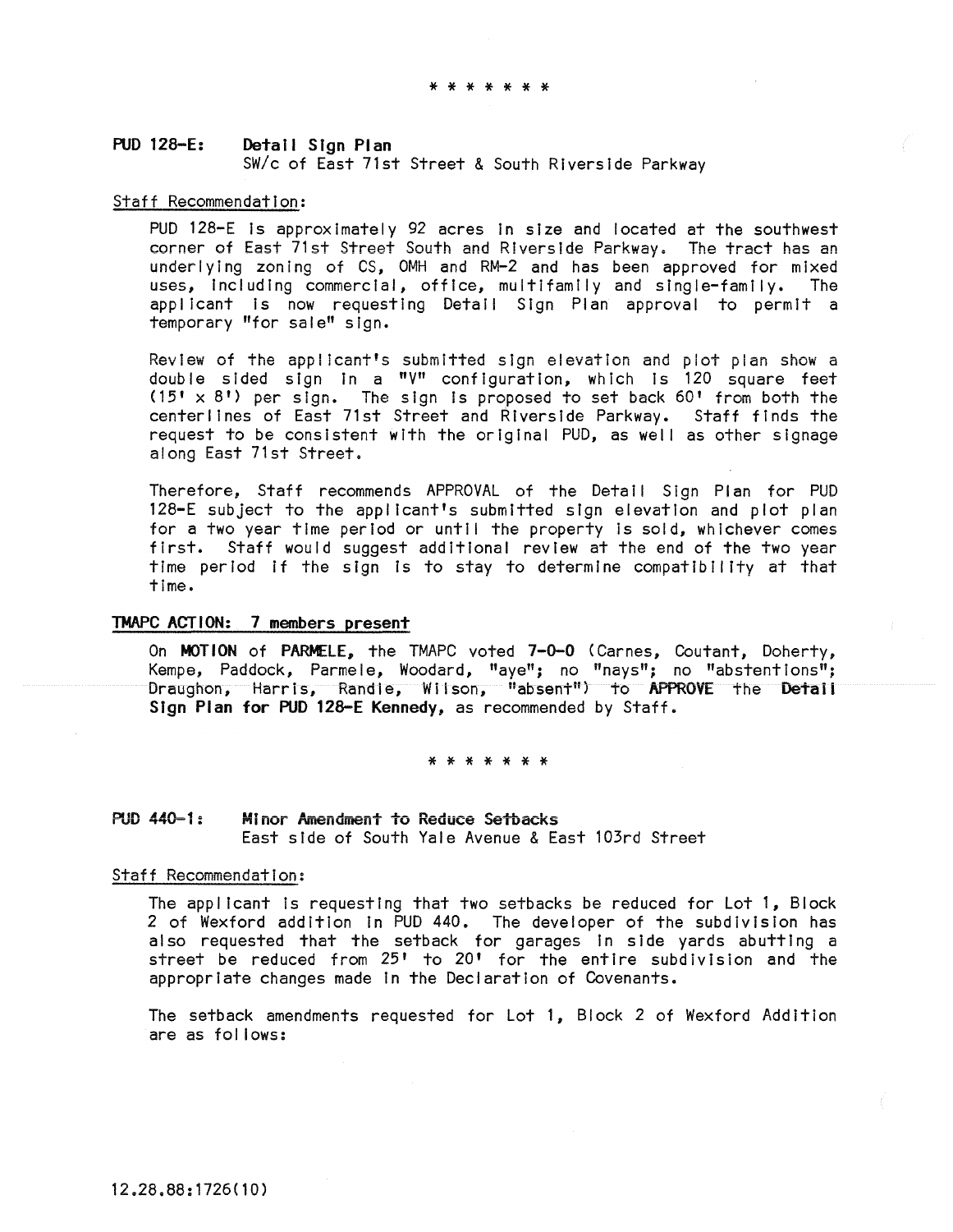* * * * * * *

**PUD 128-E: Detail Sign Plan**
SW/c of East 71st Street & South Riverside Parkway

Staff Recommendation:

PUD 128-E is approximately 92 acres in size and located at the southwest corner of East 71st Street South and Riverside Parkway. The tract has an underlying zoning of CS, OMH and RM-2 and has been approved for mixed uses, including commercial, office, multifamily and single-family. The applicant is now requesting Detail Sign Plan approval to permit a temporary "for sale" sign.

Review of the applicant's submitted sign elevation and plot plan show a double sided sign in a "V" configuration, which is 120 square feet (15' x 8') per sign. The sign is proposed to set back 60' from both the centerlines of East 71st Street and Riverside Parkway. Staff finds the request to be consistent with the original PUD, as well as other signage along East 71st Street.

Therefore, Staff recommends APPROVAL of the Detail Sign Plan for PUD 128-E subject to the applicant's submitted sign elevation and plot plan for a two year time period or until the property is sold, whichever comes first. Staff would suggest additional review at the end of the two year time period if the sign is to stay to determine compatibility at that time.

TMAPC ACTION: 7 members present

On **MOTION** of **PARMELE,** the TMAPC voted **7-0-0** (Carnes, Coutant, Doherty, Kempe, Paddock, Parmele, Woodard, "aye"; no "nays"; no "abstentions"; Draughon, Harris, Randle, Wilson, "absent") to **APPROVE** the **Detail Sign Plan for PUD 128-E Kennedy,** as recommended by Staff.

* * * * * * *

**PUD 440-1: Minor Amendment to Reduce Setbacks**
East side of South Yale Avenue & East 103rd Street

Staff Recommendation:

The applicant is requesting that two setbacks be reduced for Lot 1, Block 2 of Wexford addition in PUD 440. The developer of the subdivision has also requested that the setback for garages in side yards abutting a street be reduced from 25' to 20' for the entire subdivision and the appropriate changes made in the Declaration of Covenants.

The setback amendments requested for Lot 1, Block 2 of Wexford Addition are as follows: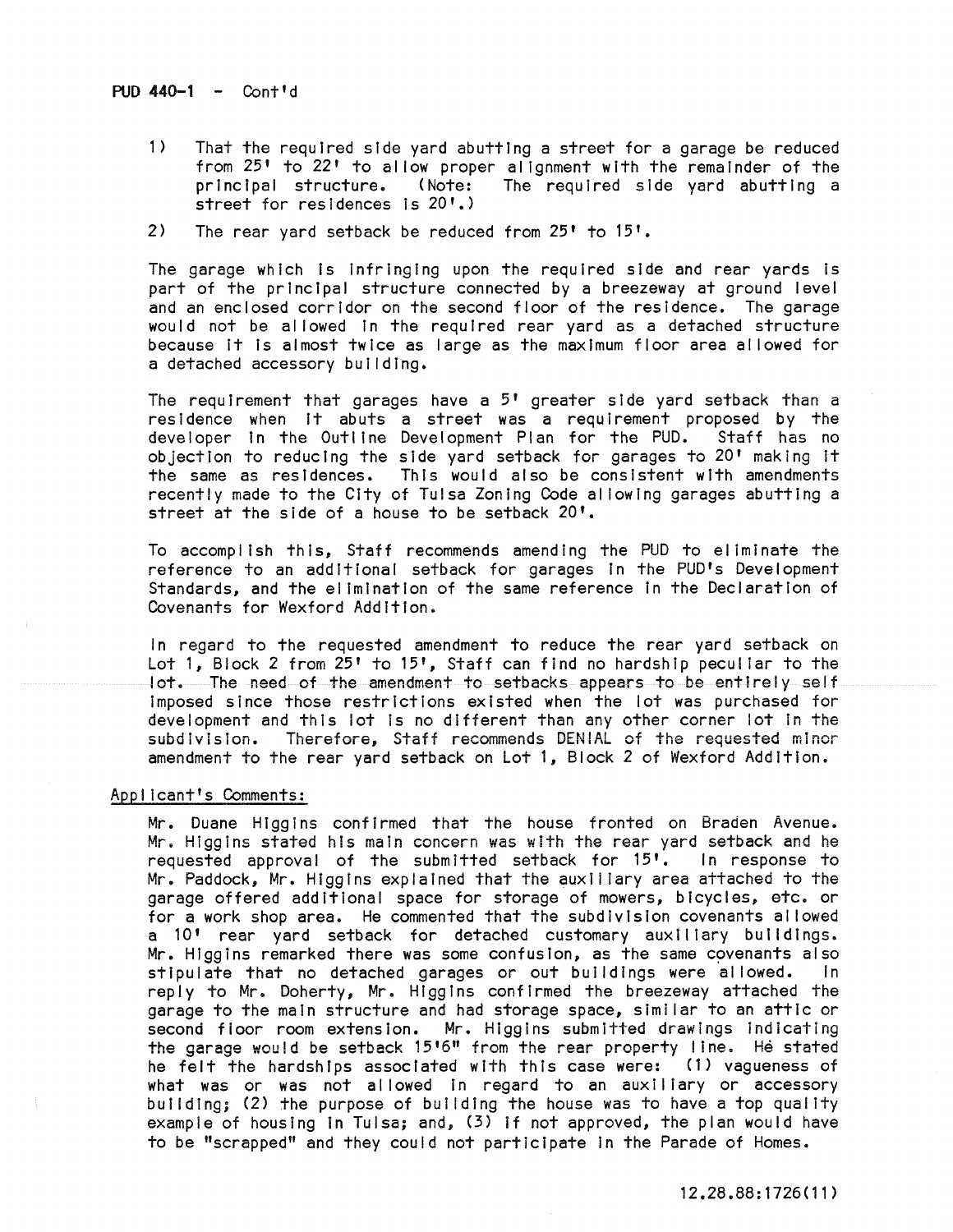PUD 440-1 - Cont'd

1) That the required side yard abutting a street for a garage be reduced from 25' to 22' to allow proper alignment with the remainder of the principal structure. (Note: The required side yard abutting a street for residences is 20'.)

2) The rear yard setback be reduced from 25' to 15'.

The garage which is infringing upon the required side and rear yards is part of the principal structure connected by a breezeway at ground level and an enclosed corridor on the second floor of the residence. The garage would not be allowed in the required rear yard as a detached structure because it is almost twice as large as the maximum floor area allowed for a detached accessory building.

The requirement that garages have a 5' greater side yard setback than a residence when it abuts a street was a requirement proposed by the developer in the Outline Development Plan for the PUD. Staff has no objection to reducing the side yard setback for garages to 20' making it the same as residences. This would also be consistent with amendments recently made to the City of Tulsa Zoning Code allowing garages abutting a street at the side of a house to be setback 20'.

To accomplish this, Staff recommends amending the PUD to eliminate the reference to an additional setback for garages in the PUD's Development Standards, and the elimination of the same reference in the Declaration of Covenants for Wexford Addition.

In regard to the requested amendment to reduce the rear yard setback on Lot 1, Block 2 from 25' to 15', Staff can find no hardship peculiar to the lot. The need of the amendment to setbacks appears to be entirely self imposed since those restrictions existed when the lot was purchased for development and this lot is no different than any other corner lot in the subdivision. Therefore, Staff recommends DENIAL of the requested minor amendment to the rear yard setback on Lot 1, Block 2 of Wexford Addition.

Applicant's Comments:

Mr. Duane Higgins confirmed that the house fronted on Braden Avenue. Mr. Higgins stated his main concern was with the rear yard setback and he requested approval of the submitted setback for 15'. In response to Mr. Paddock, Mr. Higgins explained that the auxiliary area attached to the garage offered additional space for storage of mowers, bicycles, etc. or for a work shop area. He commented that the subdivision covenants allowed a 10' rear yard setback for detached customary auxiliary buildings. Mr. Higgins remarked there was some confusion, as the same covenants also stipulate that no detached garages or out buildings were allowed. In reply to Mr. Doherty, Mr. Higgins confirmed the breezeway attached the garage to the main structure and had storage space, similar to an attic or second floor room extension. Mr. Higgins submitted drawings indicating the garage would be setback 15'6" from the rear property line. He stated he felt the hardships associated with this case were: (1) vagueness of what was or was not allowed in regard to an auxiliary or accessory building; (2) the purpose of building the house was to have a top quality example of housing in Tulsa; and, (3) if not approved, the plan would have to be "scrapped" and they could not participate in the Parade of Homes.

12.28.88:1726(11)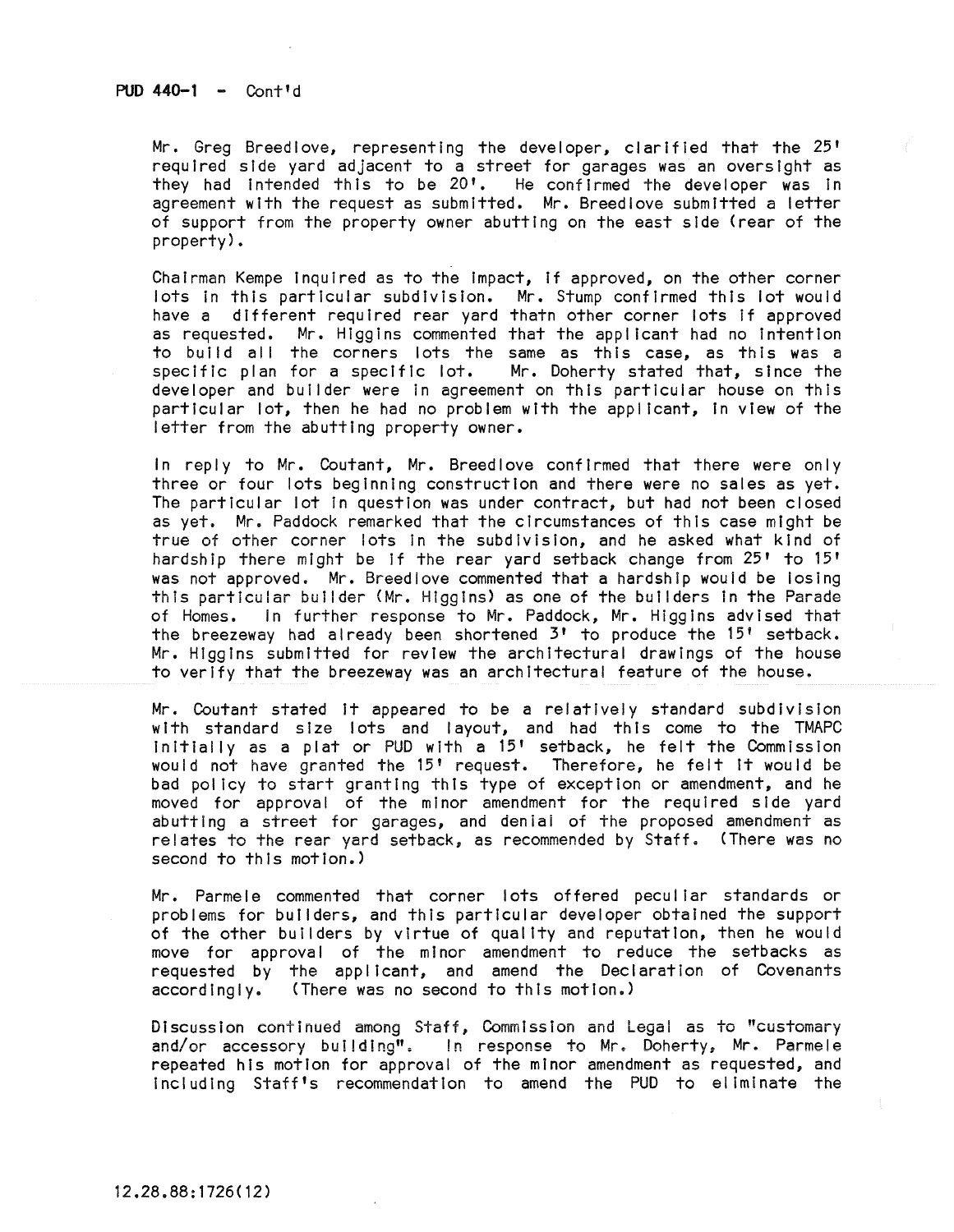PUD 440-1 - Cont'd

Mr. Greg Breedlove, representing the developer, clarified that the 25' required side yard adjacent to a street for garages was an oversight as they had intended this to be 20'. He confirmed the developer was in agreement with the request as submitted. Mr. Breedlove submitted a letter of support from the property owner abutting on the east side (rear of the property).

Chairman Kempe inquired as to the impact, if approved, on the other corner lots in this particular subdivision. Mr. Stump confirmed this lot would have a different required rear yard thatn other corner lots if approved as requested. Mr. Higgins commented that the applicant had no intention to build all the corners lots the same as this case, as this was a specific plan for a specific lot. Mr. Doherty stated that, since the developer and builder were in agreement on this particular house on this particular lot, then he had no problem with the applicant, in view of the letter from the abutting property owner.

In reply to Mr. Coutant, Mr. Breedlove confirmed that there were only three or four lots beginning construction and there were no sales as yet. The particular lot in question was under contract, but had not been closed as yet. Mr. Paddock remarked that the circumstances of this case might be true of other corner lots in the subdivision, and he asked what kind of hardship there might be if the rear yard setback change from 25' to 15' was not approved. Mr. Breedlove commented that a hardship would be losing this particular builder (Mr. Higgins) as one of the builders in the Parade of Homes. In further response to Mr. Paddock, Mr. Higgins advised that the breezeway had already been shortened 3' to produce the 15' setback. Mr. Higgins submitted for review the architectural drawings of the house to verify that the breezeway was an architectural feature of the house.

Mr. Coutant stated it appeared to be a relatively standard subdivision with standard size lots and layout, and had this come to the TMAPC initially as a plat or PUD with a 15' setback, he felt the Commission would not have granted the 15' request. Therefore, he felt it would be bad policy to start granting this type of exception or amendment, and he moved for approval of the minor amendment for the required side yard abutting a street for garages, and denial of the proposed amendment as relates to the rear yard setback, as recommended by Staff. (There was no second to this motion.)

Mr. Parmele commented that corner lots offered peculiar standards or problems for builders, and this particular developer obtained the support of the other builders by virtue of quality and reputation, then he would move for approval of the minor amendment to reduce the setbacks as requested by the applicant, and amend the Declaration of Covenants accordingly. (There was no second to this motion.)

Discussion continued among Staff, Commission and Legal as to "customary and/or accessory building". In response to Mr. Doherty, Mr. Parmele repeated his motion for approval of the minor amendment as requested, and including Staff's recommendation to amend the PUD to eliminate the

12.28.88:1726(12)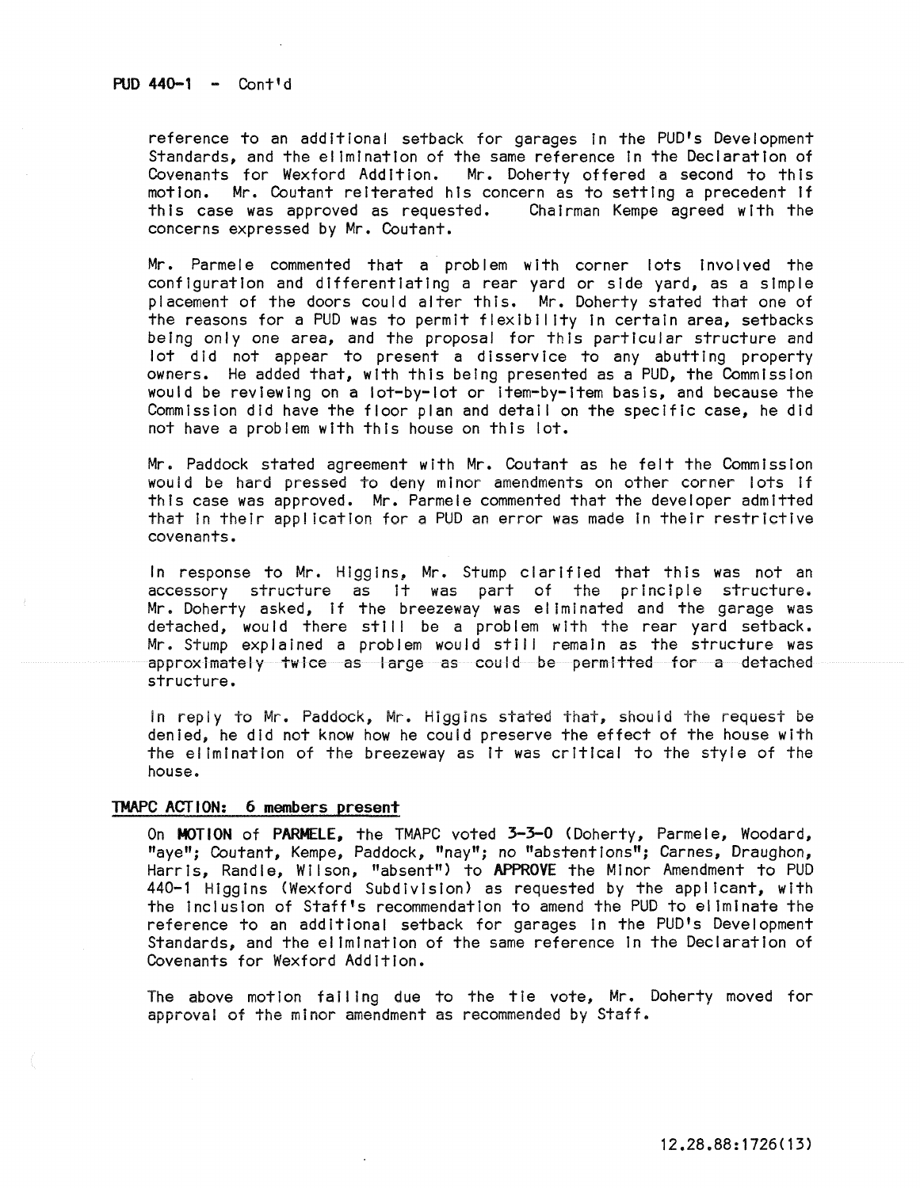**PUD 440-1 - Cont'd**

reference to an additional setback for garages in the PUD's Development Standards, and the elimination of the same reference in the Declaration of Covenants for Wexford Addition. Mr. Doherty offered a second to this motion. Mr. Coutant reiterated his concern as to setting a precedent if this case was approved as requested. Chairman Kempe agreed with the concerns expressed by Mr. Coutant.

Mr. Parmele commented that a problem with corner lots involved the configuration and differentiating a rear yard or side yard, as a simple placement of the doors could alter this. Mr. Doherty stated that one of the reasons for a PUD was to permit flexibility in certain area, setbacks being only one area, and the proposal for this particular structure and lot did not appear to present a disservice to any abutting property owners. He added that, with this being presented as a PUD, the Commission would be reviewing on a lot-by-lot or item-by-item basis, and because the Commission did have the floor plan and detail on the specific case, he did not have a problem with this house on this lot.

Mr. Paddock stated agreement with Mr. Coutant as he felt the Commission would be hard pressed to deny minor amendments on other corner lots if this case was approved. Mr. Parmele commented that the developer admitted that in their application for a PUD an error was made in their restrictive covenants.

In response to Mr. Higgins, Mr. Stump clarified that this was not an accessory structure as it was part of the principle structure. Mr. Doherty asked, if the breezeway was eliminated and the garage was detached, would there still be a problem with the rear yard setback. Mr. Stump explained a problem would still remain as the structure was approximately twice as large as could be permitted for a detached structure.

In reply to Mr. Paddock, Mr. Higgins stated that, should the request be denied, he did not know how he could preserve the effect of the house with the elimination of the breezeway as it was critical to the style of the house.

**TMAPC ACTION: 6 members present**

On **MOTION** of **PARMELE**, the TMAPC voted **3-3-0** (Doherty, Parmele, Woodard, "aye"; Coutant, Kempe, Paddock, "nay"; no "abstentions"; Carnes, Draughon, Harris, Randle, Wilson, "absent") to **APPROVE** the Minor Amendment to PUD 440-1 Higgins (Wexford Subdivision) as requested by the applicant, with the inclusion of Staff's recommendation to amend the PUD to eliminate the reference to an additional setback for garages in the PUD's Development Standards, and the elimination of the same reference in the Declaration of Covenants for Wexford Addition.

The above motion failing due to the tie vote, Mr. Doherty moved for approval of the minor amendment as recommended by Staff.

12.28.88:1726(13)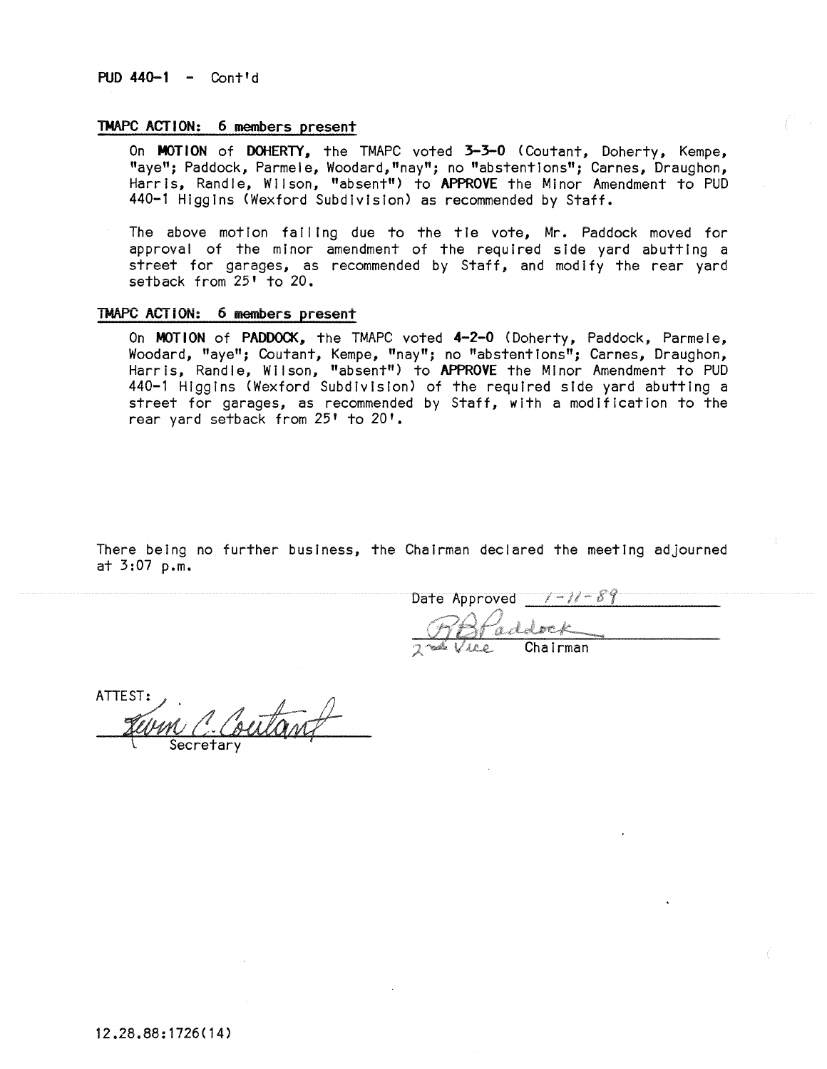PUD 440-1 - Cont'd

**TMAPC ACTION: 6 members present**

On **MOTION** of **DOHERTY**, the TMAPC voted **3-3-0** (Coutant, Doherty, Kempe, "aye"; Paddock, Parmele, Woodard,"nay"; no "abstentions"; Carnes, Draughon, Harris, Randle, Wilson, "absent") to **APPROVE** the Minor Amendment to PUD 440-1 Higgins (Wexford Subdivision) as recommended by Staff.

The above motion failing due to the tie vote, Mr. Paddock moved for approval of the minor amendment of the required side yard abutting a street for garages, as recommended by Staff, and modify the rear yard setback from 25' to 20.

**TMAPC ACTION: 6 members present**

On **MOTION** of **PADDOCK**, the TMAPC voted **4-2-0** (Doherty, Paddock, Parmele, Woodard, "aye"; Coutant, Kempe, "nay"; no "abstentions"; Carnes, Draughon, Harris, Randle, Wilson, "absent") to **APPROVE** the Minor Amendment to PUD 440-1 Higgins (Wexford Subdivision) of the required side yard abutting a street for garages, as recommended by Staff, with a modification to the rear yard setback from 25' to 20'.

There being no further business, the Chairman declared the meeting adjourned at 3:07 p.m.

Date Approved 1-11-89

R B Paddock
2nd Vice Chairman

ATTEST:
Kevin C. Coutant
Secretary

12.28.88:1726(14)